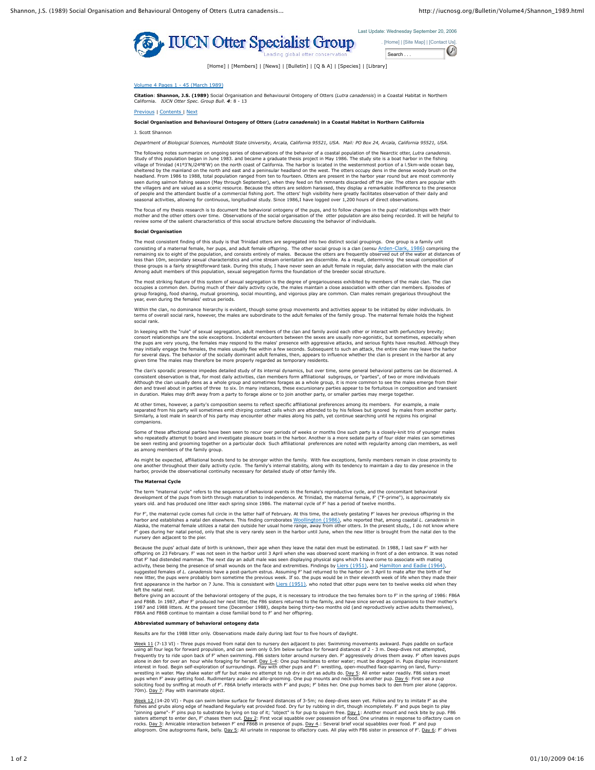Volume 4 Pages 1 - 45 (March 1989)

**Citation**: **Shannon, J.S. (1989)** Social Organisation and Behavioural Ontogeny of Otters (*Lutra canadensis*) in a Coastal Habitat in Northern California. *IUCN Otter Spec. Group Bull.* ***4***: 8 - 13

Previous | Contents | Next

**Social Organisation and Behavioural Ontogeny of Otters (*Lutra canadensis*) in a Coastal Habitat in Northern California**

J. Scott Shannon

*Department of Biological Sciences, Humboldt State University, Arcala, California 95521, USA. Mail: PO Box 24, Arcala, California 95521, USA.*

The following notes summarize on ongoing series of observations of the behavior of a coastal population of the Nearctic otter, *Lutra canadensis*. Study of this population began in June 1983. and became a graduate thesis project in May 1986. The study site is a boat harbor in the fishing village of Trinidad (41º3'N,l24º8'W) on the north coast of California. The harbor is located in the westernmost portion of a l.5km-wide ocean bay, sheltered by the mainland on the north and east and a peninsular headland on the west. The otters occupy dens in the dense woody brush on the headland. From 1986 to 1988, total population ranged from ten to fourteen. Otters are present in the harbor year round but are most commonly seen during salmon fishing season (May through September), when they feed on fish remnants discarded off the pier. The otters are popular with the villagers and are valued as a scenic resource. Because the otters are seldom harassed, they display a remarkable indifference to the presence of people and the attendant bustle of a commercial fishing port. The otters' high visibility here greatly facilitates observation of their daily and seasonal activities, allowing for continuous, longitudinal study. Since 1986,I have logged over 1,200 hours of direct observations.

The focus of my thesis research is to document the behavioral ontogeny of the pups, and to follow changes in the pups' relationships with their mother and the other otters over time. Observations of the social organisation of the otter population are also being recorded. It will be helpful to review some of the salient characteristics of this social structure before discussing the behavior of individuals.

**Social Organisation**

The most consistent finding of this study is that Trinidad otters are segregated into two distinct social groupings. One group is a family unit consisting of a maternal female, her pups, and adult female offspring. The other social group is a clan (*sensu* Arden-Clark, 1986) comprising the remaining six to eight of the population, and consists entirely of males. Because the otters are frequently observed out of the water at distances of less than 10m, secondary sexual characteristics and urine stream orientation are discernible. As a result, determining the sexual composition of those groups is a fairly straightforward task. During this study, I have never seen an adult female in regular, daily association with the male clan Among adult members of this population, sexual segregation forms the foundation of the breeder social structure.

The most striking feature of this system of sexual segregation is the degree of gregariousness exhibited by members of the male clan. The clan occupies a common den. During much of their daily activity cycle, the males maintain a close association with other clan members. Episodes of group foraging, food sharing, mutual grooming, social mounting, and vigorous play are common. Clan males remain gregarious throughout the year, even during the females' estrus periods.

Within the clan, no dominance hierarchy is evident, though some group movements and activities appear to be initiated by older individuals. In terms of overall social rank, however, the males are subordinate to the adult females of the family group. The maternal female holds the highest social rank.

In keeping with the "rule" of sexual segregation, adult members of the clan and family avoid each other or interact with perfunctory brevity; consort relationships are the sole exceptions. Incidental encounters between the sexes are usually non-agonistic, but sometimes, especially when the pups are very young, the females may respond to the males' presence with aggressive attacks, and serious fights have resulted. Although they may initially engage the females, the males usually flee within a few seconds. Subsequent to such an attack, the entire clan may leave the harbor for several days. The behavior of the socially dominant adult females, then, appears to influence whether the clan is present in the harbor at any given time The males may therefore be more properly regarded as temporary residents.

The clan's sporadic presence impedes detailed study of its internal dynamics, but over time, some general behavioral patterns can be discerned. A consistent observation is that, for most daily activities, clan members form affiliational subgroups, or "parties", of two or more individuals Although the clan usually dens as a whole group and sometimes forages as a whole group, it is more common to see the males emerge from their den and travel about in parties of three to six. In many instances, these excursionary parties appear to be fortuitous in composition and transient in duration. Males may drift away from a party to forage alone or to join another party, or smaller parties may merge together.

At other times, however, a party's composition seems to reflect specific affiliational preferences among its members. For example, a male separated from his party will sometimes emit chirping contact calls which are attended to by his fellows but ignored by males from another party. Similarly, a lost male in search of his party may encounter other males along his path, yet continue searching until he rejoins his original companions.

Some of these affectional parties have been seen to recur over periods of weeks or months One such party is a closely-knit trio of younger males who repeatedly attempt to board and investigate pleasure boats in the harbor. Another is a more sedate party of four older males can sometimes be seen resting and grooming together on a particular dock Such affiliational preferences are noted with regularity among clan members, as well as among members of the family group.

As might be expected, affiliational bonds tend to be stronger within the family. With few exceptions, family members remain in close proximity to one another throughout their daily activity cycle. The family's internal stability, along with its tendency to maintain a day to day presence in the harbor, provide the observational continuity necessary for detailed study of otter family life.

**The Maternal Cycle**

The term "maternal cycle" refers to the sequence of behavioral events in the female's reproductive cycle, and the concomitant behavioral development of the pups from birth through maturation to independence. At Trinidad, the maternal female, F' ("F-prime"), is approximately six years old. and has produced one litter each spring since 1986. The maternal cycle of F' has a period of twelve months.

For F', the maternal cycle comes full circle in the latter half of February. At this time, the actively gestating F' leaves her previous offspring in the harbor and establishes a natal den elsewhere. This finding corroborates Woollington (1986), who reported that, among coastal *L. canadensis* in Alaska, the maternal female utilizes a natal den outside her usual home range, away from other otters. In the present study,, I do not know where F' goes during her natal period, only that she is very rarely seen in the harbor until June, when the new litter is brought from the natal den to the nursery den adjacent to the pier.

Because the pups' actual date of birth is unknown, their age when they leave the natal den must be estimated. In 1988, I last saw F' with her offspring on 23 February. F' was not seen in the harbor until 3 April when she was observed scent marking in front of a den entrance. It was noted that F' had distended mammae. The next day an adult male was seen displaying physical signs which I have come to associate with mating activity, these being the presence of small wounds on the face and extremities. Findings by Liers (1951), and Hamilton and Eadie (1964), suggested females of *L. canadensis* have a post-partum estrus. Assuming F' had returned to the harbor on 3 April to mate after the birth of her new litter, the pups were probably born sometime the previous week. If so. the pups would be in their eleventh week of life when they made their first appearance in the harbor on 7 June. This is consistent with Liers (1951). who noted that otter pups were ten to twelve weeks old when they left the natal nest.

Before giving an account of the behavioral ontogeny of the pups, it is necessary to introduce the two females born to F' in the spring of 1986: F86A and F86B. In 1987, after F' produced her next litter, the F86 sisters returned to the family, and have since served as companions to their mother's 1987 and 1988 litters. At the present time (December 1988), despite being thirty-two months old (and reproductively active adults themselves), F86A and F86B continue to maintain a close familial bond to F' and her offspring.

**Abbreviated summary of behavioral ontogeny data**

Results are for the 1988 litter only. Observations made daily during last four to five hours of daylight.

Week 11 (7-13 VI) - Three pups moved from natal den to nursery den adjacent to pier. Swimming movements awkward. Pups paddle on surface using all four legs for forward propulsion, and can swim only 0.5m below surface for forward distances of 2 - 3 m. Deep-dives not attempted, frequently try to ride upon back of F' when swimming. F86 sisters loiter around nursery den. F' aggressively drives them away. F' often leaves pups alone in den for over an hour while foraging for herself. Day 1-4: One pup hesitates to enter water; must be dragged in. Pups display inconsistent interest in food. Begin self-exploration of surroundings. Play with other pups and F': wrestling, open-mouthed face-sparring on land, flurry-wrestling in water. May shake water off fur but make no attempt to rub dry in dirt as adults do. Day 5: All enter water readily. F86 sisters meet pups when F' away getting food. Rudimentary auto- and allo-grooming. One pup mounts and neck-bites another pup. Day 6: First see a pup soliciting food by sniffing at mouth of F'. F86A briefly interacts with F' and pups; F' bites her. One pup homes back to den from pier alone (approx. 70m). Day 7: Play with inanimate object.

Week 12 (14-20 VI) - Pups can swim below surface for forward distances of 3-5m; no deep-dives seen yet. Follow and try to imitate F' as she fishes and grubs along edge of headland Regularly eat provided food. Dry fur by rubbing in dirt, though incompletely. F' and pups begin to play "pinning game"- F' pins pup to substrate by lying on top of it; "object" is for pup to squirm free. Day 1: Another mount and neck bite by pup. F86 sisters attempt to enter den, F' chases them out. Day 2: First vocal squabble over possession of food. One urinates in response to olfactory cues on rocks. Day 3: Amicable interaction between F' end F86B in presence of pups. Day 4.: Several brief vocal squabbles over food. F' and pup allogroom. One autogrooms flank, belly. Day 5: All urinate in response to olfactory cues. All play with F86 sister in presence of F'. Day 6: F' drives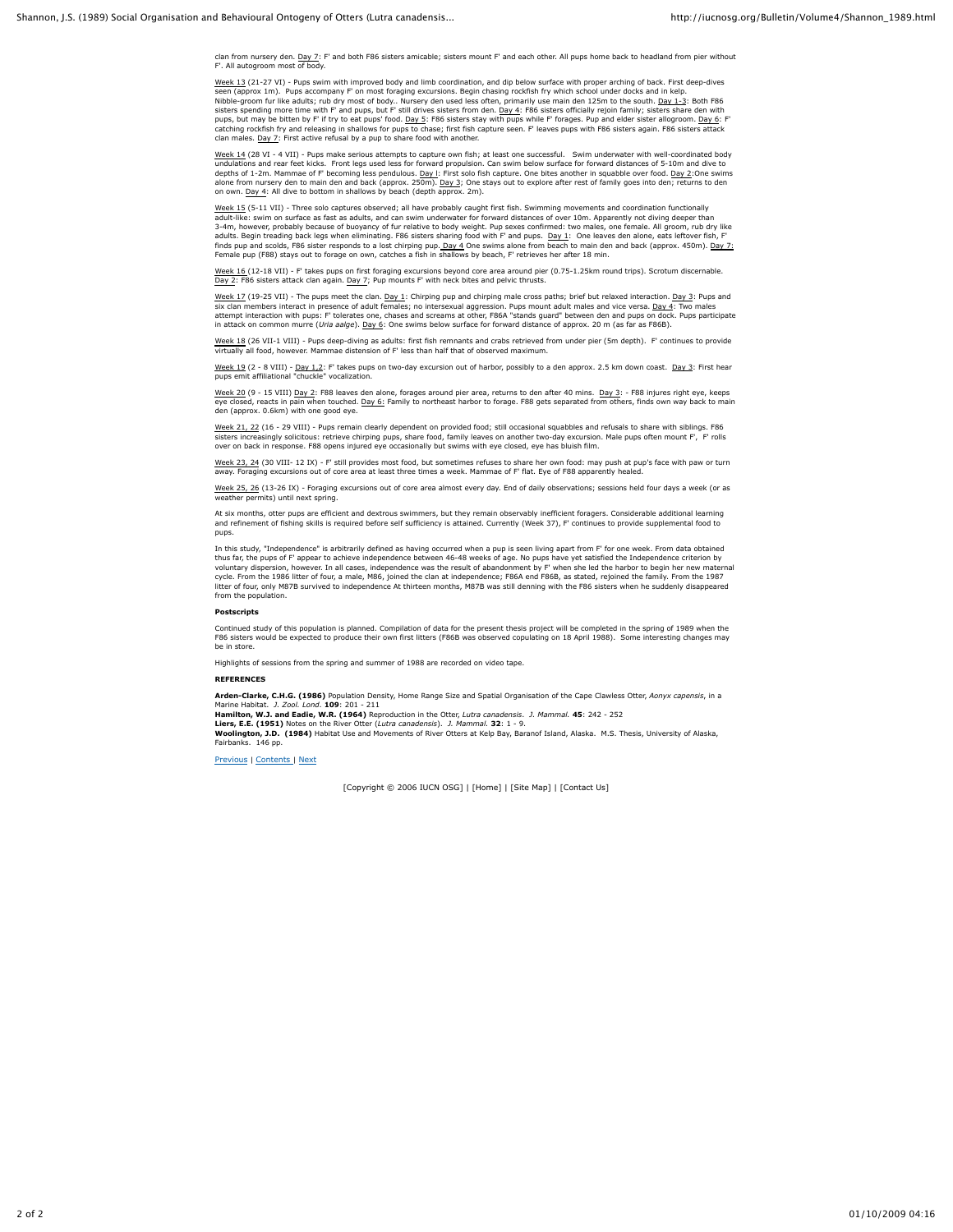clan from nursery den. Day 7: F' and both F86 sisters amicable; sisters mount F' and each other. All pups home back to headland from pier without F'. All autogroom most of body.

Week 13 (21-27 VI) - Pups swim with improved body and limb coordination, and dip below surface with proper arching of back. First deep-dives seen (approx 1m). Pups accompany F' on most foraging excursions. Begin chasing rockfish fry which school under docks and in kelp. Nibble-groom fur like adults; rub dry most of body.. Nursery den used less often, primarily use main den 125m to the south. Day 1-3: Both F86 sisters spending more time with F' and pups, but F' still drives sisters from den. Day 4: F86 sisters officially rejoin family; sisters share den with pups, but may be bitten by F' if try to eat pups' food. Day 5: F86 sisters stay with pups while F' forages. Pup and elder sister allogroom. Day 6: F' catching rockfish fry and releasing in shallows for pups to chase; first fish capture seen. F' leaves pups with F86 sisters again. F86 sisters attack clan males. Day 7: First active refusal by a pup to share food with another.

Week 14 (28 VI - 4 VII) - Pups make serious attempts to capture own fish; at least one successful. Swim underwater with well-coordinated body undulations and rear feet kicks. Front legs used less for forward propulsion. Can swim below surface for forward distances of 5-10m and dive to depths of 1-2m. Mammae of F' becoming less pendulous. Day l: First solo fish capture. One bites another in squabble over food. Day 2:One swims alone from nursery den to main den and back (approx. 250m). Day 3; One stays out to explore after rest of family goes into den; returns to den on own. Day 4: All dive to bottom in shallows by beach (depth approx. 2m).

Week 15 (5-11 VII) - Three solo captures observed; all have probably caught first fish. Swimming movements and coordination functionally adult-like: swim on surface as fast as adults, and can swim underwater for forward distances of over 10m. Apparently not diving deeper than 3-4m, however, probably because of buoyancy of fur relative to body weight. Pup sexes confirmed: two males, one female. All groom, rub dry like adults. Begin treading back legs when eliminating. F86 sisters sharing food with F' and pups. Day 1: One leaves den alone, eats leftover fish, F' finds pup and scolds, F86 sister responds to a lost chirping pup. Day 4 One swims alone from beach to main den and back (approx. 450m). Day 7: Female pup (F88) stays out to forage on own, catches a fish in shallows by beach, F' retrieves her after 18 min.

Week 16 (12-18 VII) - F' takes pups on first foraging excursions beyond core area around pier (0.75-1.25km round trips). Scrotum discernable. Day 2: F86 sisters attack clan again. Day 7; Pup mounts F' with neck bites and pelvic thrusts.

Week 17 (19-25 VII) - The pups meet the clan. Day 1: Chirping pup and chirping male cross paths; brief but relaxed interaction. Day 3: Pups and six clan members interact in presence of adult females; no intersexual aggression. Pups mount adult males and vice versa. Day 4: Two males attempt interaction with pups: F' tolerates one, chases and screams at other, F86A "stands guard" between den and pups on dock. Pups participate in attack on common murre (*Uria aalge*). Day 6: One swims below surface for forward distance of approx. 20 m (as far as F86B).

Week 18 (26 VII-1 VIII) - Pups deep-diving as adults: first fish remnants and crabs retrieved from under pier (5m depth). F' continues to provide virtually all food, however. Mammae distension of F' less than half that of observed maximum.

Week 19 (2 - 8 VIII) - Day 1,2: F' takes pups on two-day excursion out of harbor, possibly to a den approx. 2.5 km down coast. Day 3: First hear pups emit affiliational "chuckle" vocalization.

Week 20 (9 - 15 VIII) Day 2: F88 leaves den alone, forages around pier area, returns to den after 40 mins. Day 3: - F88 injures right eye, keeps eye closed, reacts in pain when touched. Day 6: Family to northeast harbor to forage. F88 gets separated from others, finds own way back to main den (approx. 0.6km) with one good eye.

Week 21, 22 (16 - 29 VIII) - Pups remain clearly dependent on provided food; still occasional squabbles and refusals to share with siblings. F86 sisters increasingly solicitous: retrieve chirping pups, share food, family leaves on another two-day excursion. Male pups often mount F', F' rolls over on back in response. F88 opens injured eye occasionally but swims with eye closed, eye has bluish film.

Week 23, 24 (30 VIII- 12 IX) - F' still provides most food, but sometimes refuses to share her own food: may push at pup's face with paw or turn away. Foraging excursions out of core area at least three times a week. Mammae of F' flat. Eye of F88 apparently healed.

Week 25, 26 (13-26 IX) - Foraging excursions out of core area almost every day. End of daily observations; sessions held four days a week (or as weather permits) until next spring.

At six months, otter pups are efficient and dextrous swimmers, but they remain observably inefficient foragers. Considerable additional learning and refinement of fishing skills is required before self sufficiency is attained. Currently (Week 37), F' continues to provide supplemental food to pups.

In this study, "Independence" is arbitrarily defined as having occurred when a pup is seen living apart from F' for one week. From data obtained thus far, the pups of F' appear to achieve independence between 46-48 weeks of age. No pups have yet satisfied the Independence criterion by voluntary dispersion, however. In all cases, independence was the result of abandonment by F' when she led the harbor to begin her new maternal cycle. From the 1986 litter of four, a male, M86, joined the clan at independence; F86A and F86B, as stated, rejoined the family. From the 1987 litter of four, only M87B survived to independence At thirteen months, M87B was still denning with the F86 sisters when he suddenly disappeared from the population.

**Postscripts**

Continued study of this population is planned. Compilation of data for the present thesis project will be completed in the spring of 1989 when the F86 sisters would be expected to produce their own first litters (F86B was observed copulating on 18 April 1988). Some interesting changes may be in store.

Highlights of sessions from the spring and summer of 1988 are recorded on video tape.

**REFERENCES**

**Arden-Clarke, C.H.G. (1986)** Population Density, Home Range Size and Spatial Organisation of the Cape Clawless Otter, *Aonyx capensis*, in a Marine Habitat. *J. Zool. Lond*. **109**: 201 - 211
**Hamilton, W.J. and Eadie, W.R. (1964)** Reproduction in the Otter, *Lutra canadensis*. *J. Mammal.* **45**: 242 - 252
**Liers, E.E. (1951)** Notes on the River Otter (*Lutra canadensis*). *J. Mammal.* **32**: 1 - 9.
**Woolington, J.D. (1984)** Habitat Use and Movements of River Otters at Kelp Bay, Baranof Island, Alaska. M.S. Thesis, University of Alaska, Fairbanks. 146 pp.

Previous | Contents | Next

[Copyright © 2006 IUCN OSG] | [Home] | [Site Map] | [Contact Us]